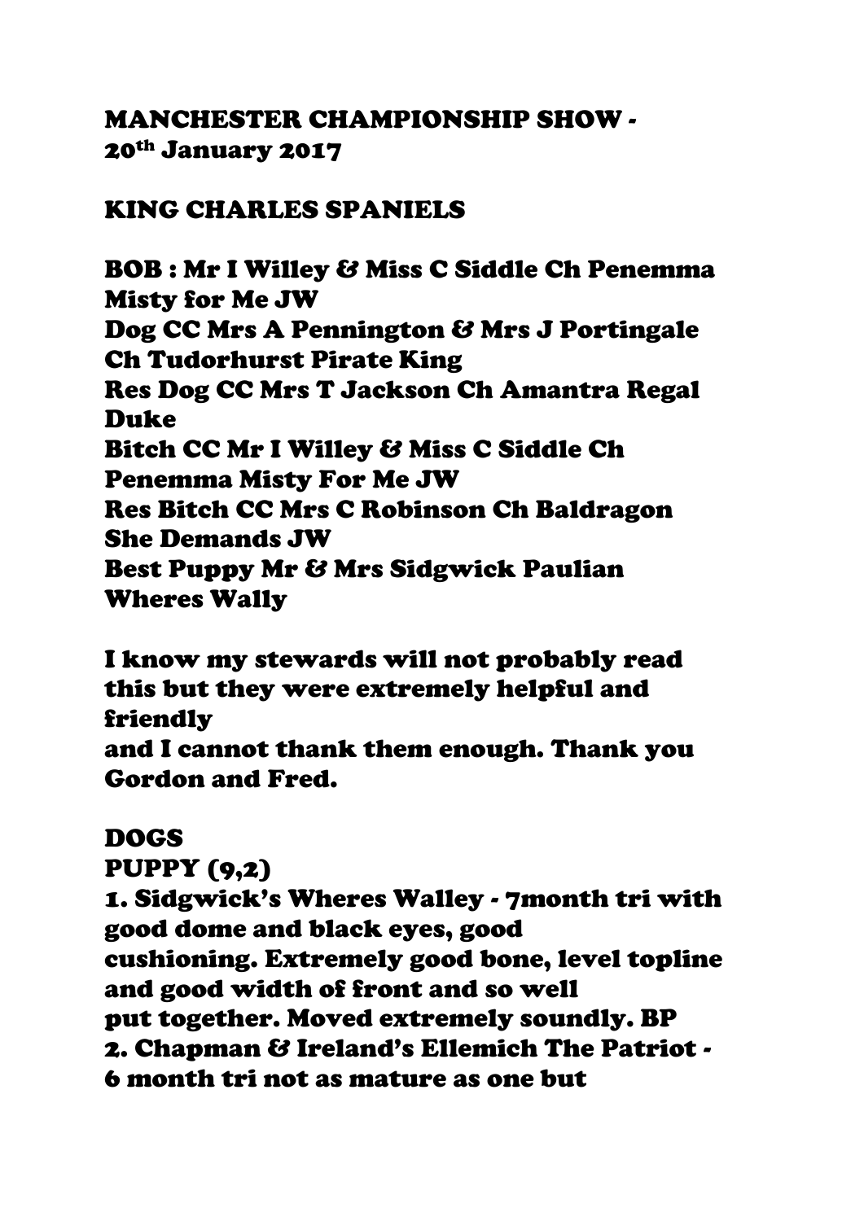# MANCHESTER CHAMPIONSHIP SHOW - 20th January 2017

## KING CHARLES SPANIELS

**BOB : Mr I Willey & Miss C Siddle Ch Penemma Misty for Me JW**
**Dog CC Mrs A Pennington & Mrs J Portingale Ch Tudorhurst Pirate King**
**Res Dog CC Mrs T Jackson Ch Amantra Regal Duke**
**Bitch CC Mr I Willey & Miss C Siddle Ch Penemma Misty For Me JW**
**Res Bitch CC Mrs C Robinson Ch Baldragon She Demands JW**
**Best Puppy Mr & Mrs Sidgwick Paulian Wheres Wally**

I know my stewards will not probably read this but they were extremely helpful and friendly
and I cannot thank them enough. Thank you Gordon and Fred.

## DOGS

**PUPPY (9,2)**

1. Sidgwick's Wheres Walley - 7month tri with good dome and black eyes, good cushioning. Extremely good bone, level topline and good width of front and so well put together. Moved extremely soundly. BP
2. Chapman & Ireland's Ellemich The Patriot - 6 month tri not as mature as one but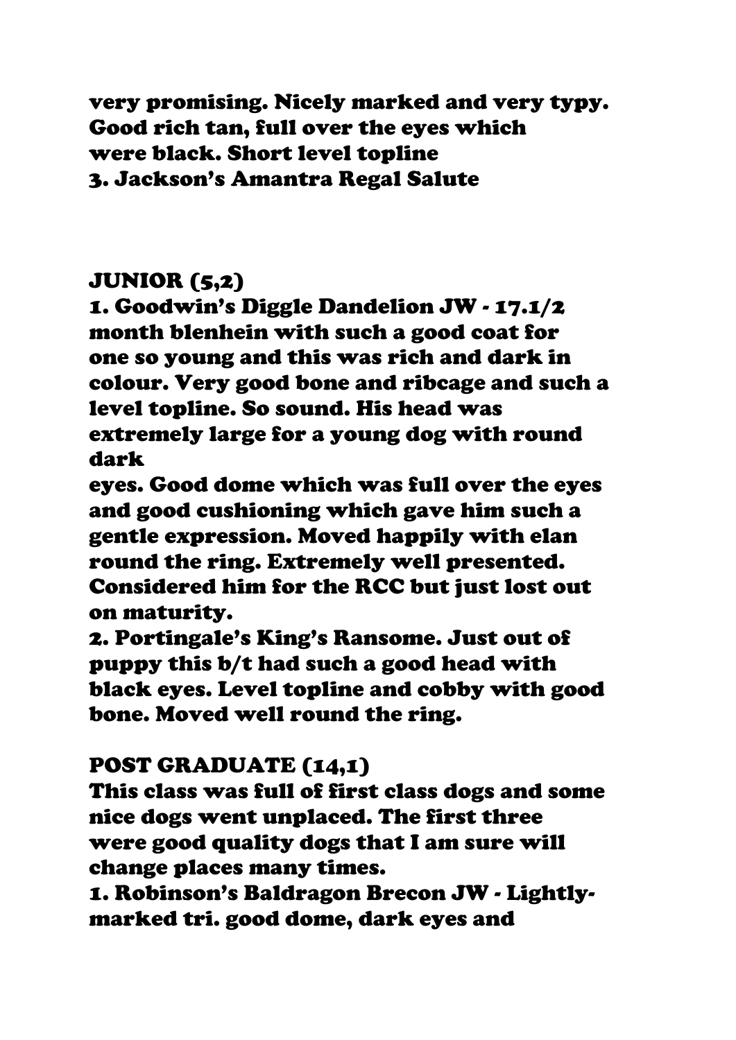very promising. Nicely marked and very typy. Good rich tan, full over the eyes which were black. Short level topline

3. Jackson's Amantra Regal Salute

## JUNIOR (5,2)

1. Goodwin's Diggle Dandelion JW - 17.1/2 month blenhein with such a good coat for one so young and this was rich and dark in colour. Very good bone and ribcage and such a level topline. So sound. His head was extremely large for a young dog with round dark eyes. Good dome which was full over the eyes and good cushioning which gave him such a gentle expression. Moved happily with elan round the ring. Extremely well presented. Considered him for the RCC but just lost out on maturity.
2. Portingale's King's Ransome. Just out of puppy this b/t had such a good head with black eyes. Level topline and cobby with good bone. Moved well round the ring.

## POST GRADUATE (14,1)

This class was full of first class dogs and some nice dogs went unplaced. The first three were good quality dogs that I am sure will change places many times.

1. Robinson's Baldragon Brecon JW - Lightly-marked tri. good dome, dark eyes and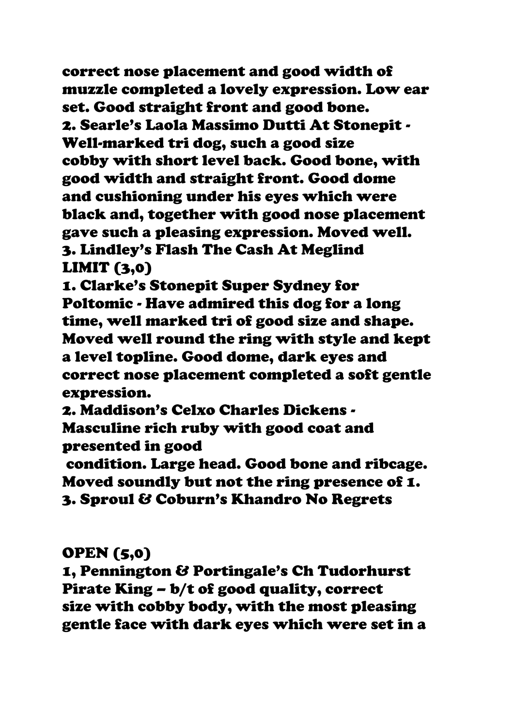correct nose placement and good width of muzzle completed a lovely expression. Low ear set. Good straight front and good bone.

2. Searle's Laola Massimo Dutti At Stonepit - Well-marked tri dog, such a good size cobby with short level back. Good bone, with good width and straight front. Good dome and cushioning under his eyes which were black and, together with good nose placement gave such a pleasing expression. Moved well.

3. Lindley's Flash The Cash At Meglind

**LIMIT (3,0)**

1. Clarke's Stonepit Super Sydney for Poltomic - Have admired this dog for a long time, well marked tri of good size and shape. Moved well round the ring with style and kept a level topline. Good dome, dark eyes and correct nose placement completed a soft gentle expression.

2. Maddison's Celxo Charles Dickens - Masculine rich ruby with good coat and presented in good condition. Large head. Good bone and ribcage. Moved soundly but not the ring presence of 1.

3. Sproul & Coburn's Khandro No Regrets

**OPEN (5,0)**

1, Pennington & Portingale's Ch Tudorhurst Pirate King – b/t of good quality, correct size with cobby body, with the most pleasing gentle face with dark eyes which were set in a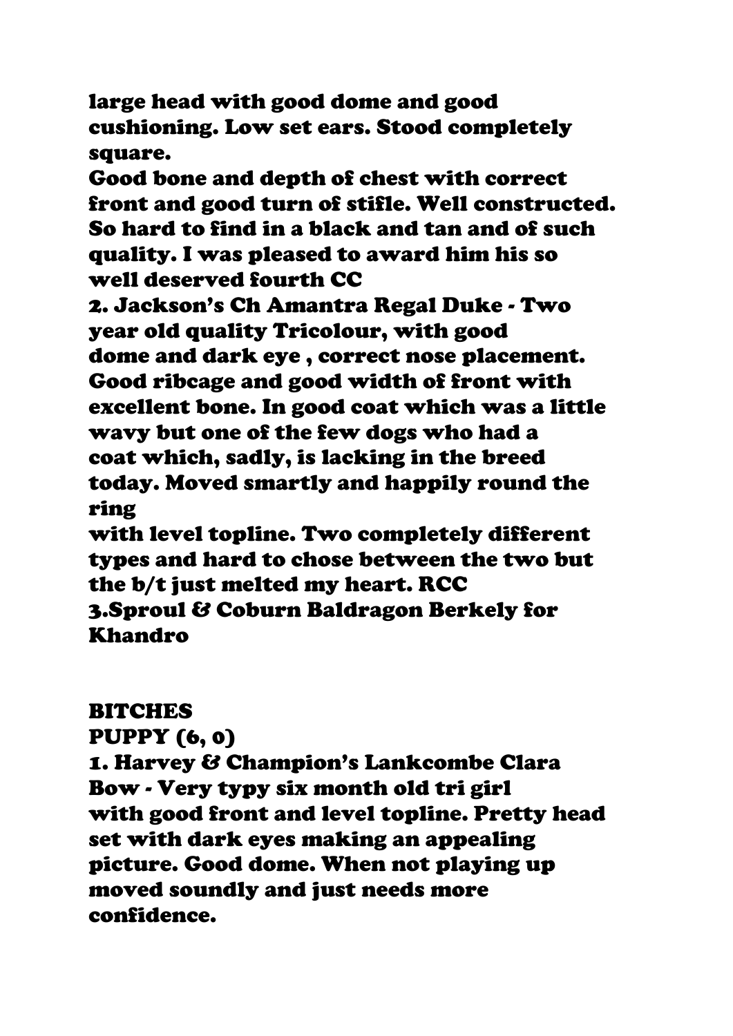large head with good dome and good cushioning. Low set ears. Stood completely square.
Good bone and depth of chest with correct front and good turn of stifle. Well constructed. So hard to find in a black and tan and of such quality. I was pleased to award him his so well deserved fourth CC

2. Jackson's Ch Amantra Regal Duke - Two year old quality Tricolour, with good dome and dark eye , correct nose placement. Good ribcage and good width of front with excellent bone. In good coat which was a little wavy but one of the few dogs who had a coat which, sadly, is lacking in the breed today. Moved smartly and happily round the ring
with level topline. Two completely different types and hard to chose between the two but the b/t just melted my heart. RCC

3.Sproul & Coburn Baldragon Berkely for Khandro

## BITCHES

### PUPPY (6, 0)

1. Harvey & Champion's Lankcombe Clara Bow - Very typy six month old tri girl with good front and level topline. Pretty head set with dark eyes making an appealing picture. Good dome. When not playing up moved soundly and just needs more confidence.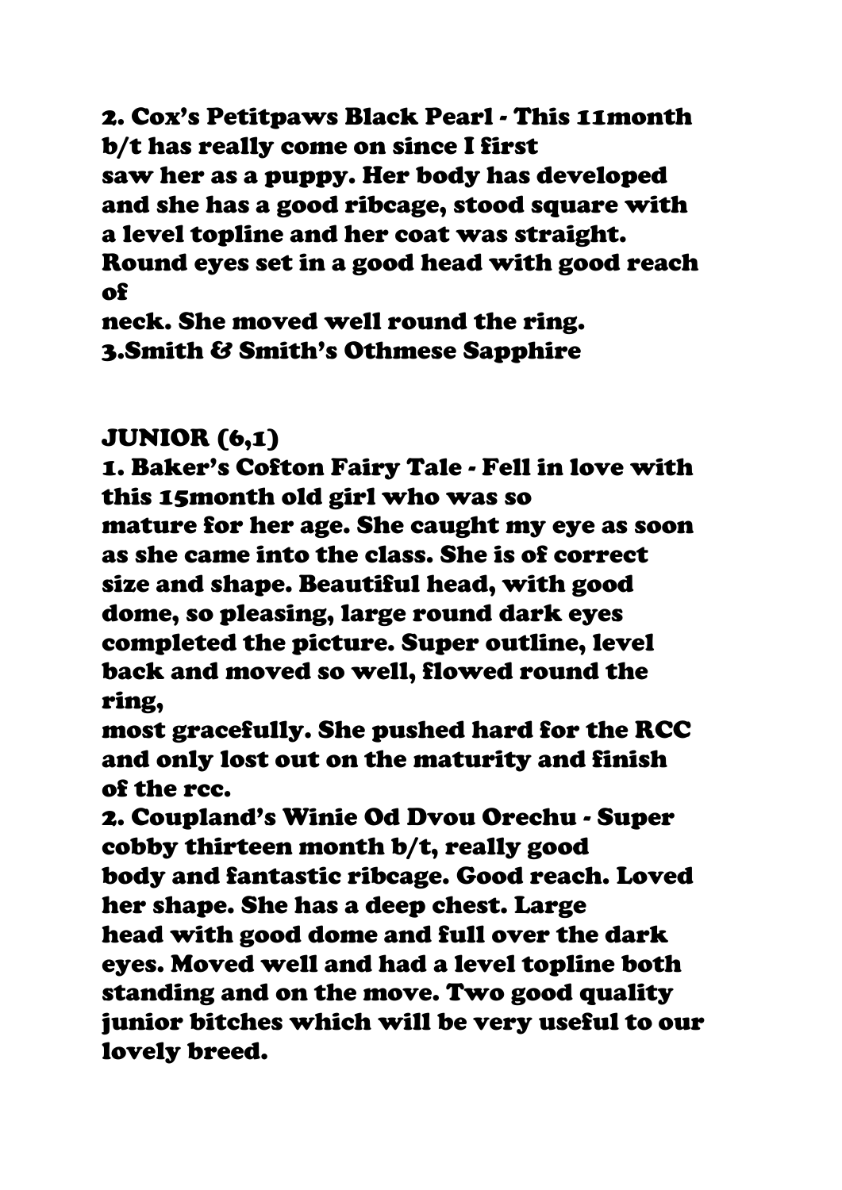2. Cox's Petitpaws Black Pearl - This 11month b/t has really come on since I first saw her as a puppy. Her body has developed and she has a good ribcage, stood square with a level topline and her coat was straight. Round eyes set in a good head with good reach of neck. She moved well round the ring.

3.Smith & Smith's Othmese Sapphire

## JUNIOR (6,1)

1. Baker's Cofton Fairy Tale - Fell in love with this 15month old girl who was so mature for her age. She caught my eye as soon as she came into the class. She is of correct size and shape. Beautiful head, with good dome, so pleasing, large round dark eyes completed the picture. Super outline, level back and moved so well, flowed round the ring, most gracefully. She pushed hard for the RCC and only lost out on the maturity and finish of the rcc.

2. Coupland's Winie Od Dvou Orechu - Super cobby thirteen month b/t, really good body and fantastic ribcage. Good reach. Loved her shape. She has a deep chest. Large head with good dome and full over the dark eyes. Moved well and had a level topline both standing and on the move. Two good quality junior bitches which will be very useful to our lovely breed.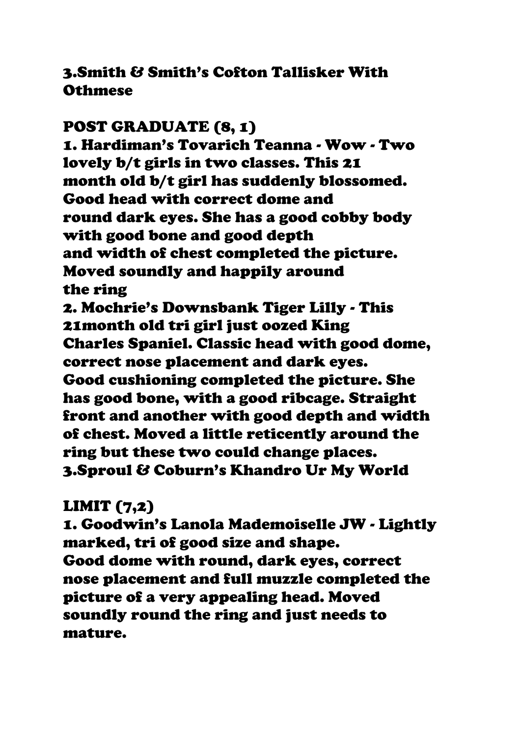3.Smith & Smith's Cofton Tallisker With Othmese

## POST GRADUATE (8, 1)

1. Hardiman's Tovarich Teanna - Wow - Two lovely b/t girls in two classes. This 21 month old b/t girl has suddenly blossomed. Good head with correct dome and round dark eyes. She has a good cobby body with good bone and good depth and width of chest completed the picture. Moved soundly and happily around the ring
2. Mochrie's Downsbank Tiger Lilly - This 21month old tri girl just oozed King Charles Spaniel. Classic head with good dome, correct nose placement and dark eyes. Good cushioning completed the picture. She has good bone, with a good ribcage. Straight front and another with good depth and width of chest. Moved a little reticently around the ring but these two could change places.
3. Sproul & Coburn's Khandro Ur My World

## LIMIT (7,2)

1. Goodwin's Lanola Mademoiselle JW - Lightly marked, tri of good size and shape. Good dome with round, dark eyes, correct nose placement and full muzzle completed the picture of a very appealing head. Moved soundly round the ring and just needs to mature.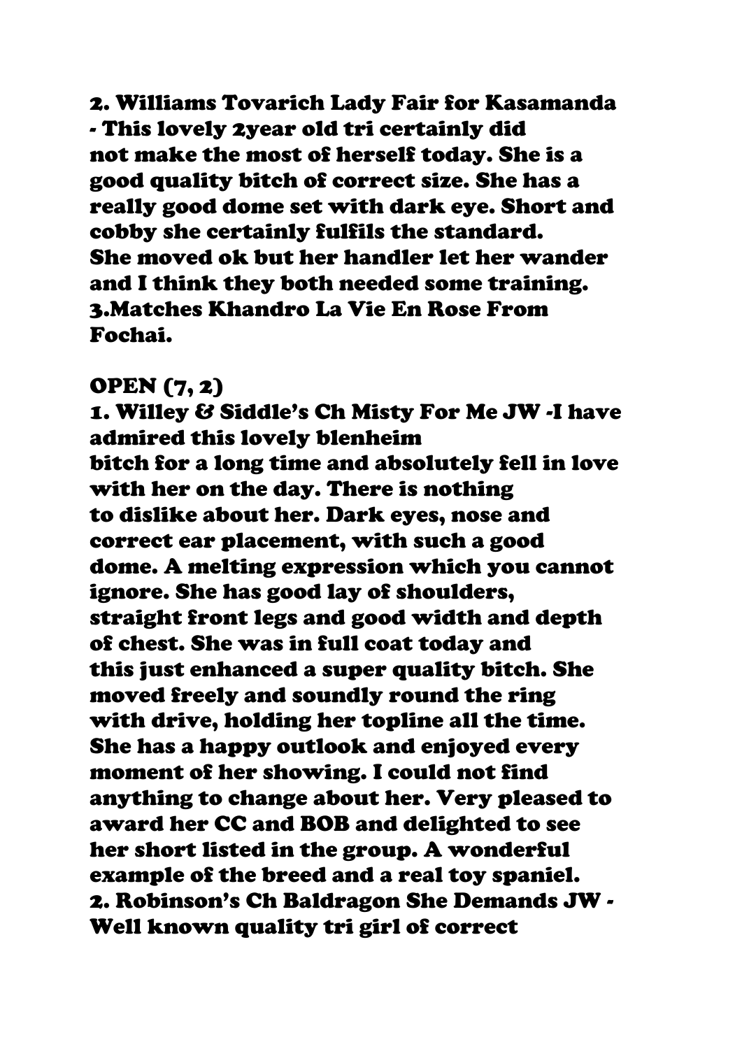2. Williams Tovarich Lady Fair for Kasamanda - This lovely 2year old tri certainly did not make the most of herself today. She is a good quality bitch of correct size. She has a really good dome set with dark eye. Short and cobby she certainly fulfils the standard. She moved ok but her handler let her wander and I think they both needed some training.
3.Matches Khandro La Vie En Rose From Fochai.

OPEN (7, 2)
1. Willey & Siddle's Ch Misty For Me JW -I have admired this lovely blenheim bitch for a long time and absolutely fell in love with her on the day. There is nothing to dislike about her. Dark eyes, nose and correct ear placement, with such a good dome. A melting expression which you cannot ignore. She has good lay of shoulders, straight front legs and good width and depth of chest. She was in full coat today and this just enhanced a super quality bitch. She moved freely and soundly round the ring with drive, holding her topline all the time. She has a happy outlook and enjoyed every moment of her showing. I could not find anything to change about her. Very pleased to award her CC and BOB and delighted to see her short listed in the group. A wonderful example of the breed and a real toy spaniel.
2. Robinson's Ch Baldragon She Demands JW - Well known quality tri girl of correct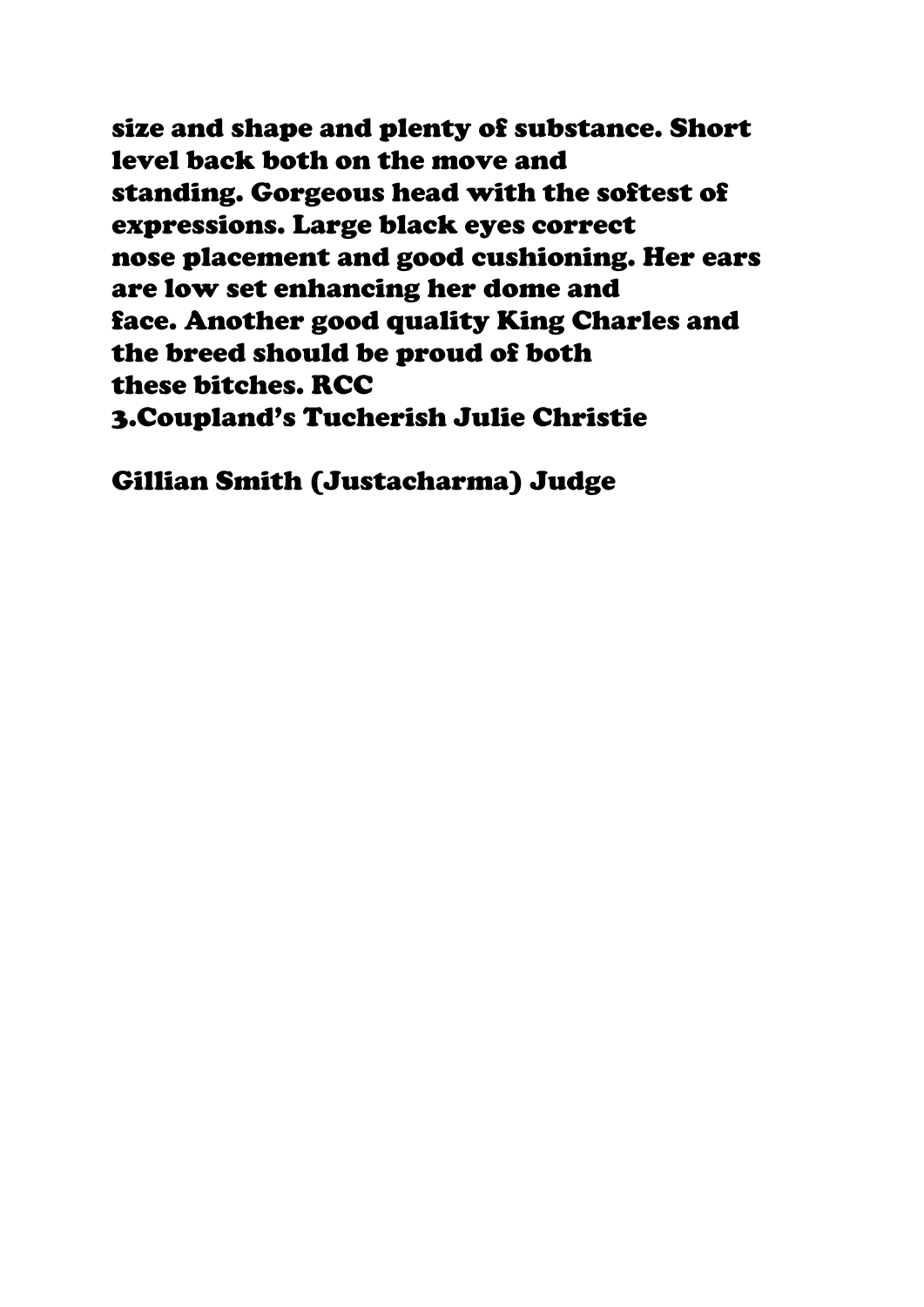size and shape and plenty of substance. Short level back both on the move and standing. Gorgeous head with the softest of expressions. Large black eyes correct nose placement and good cushioning. Her ears are low set enhancing her dome and face. Another good quality King Charles and the breed should be proud of both these bitches. RCC

3.Coupland's Tucherish Julie Christie

Gillian Smith (Justacharma) Judge